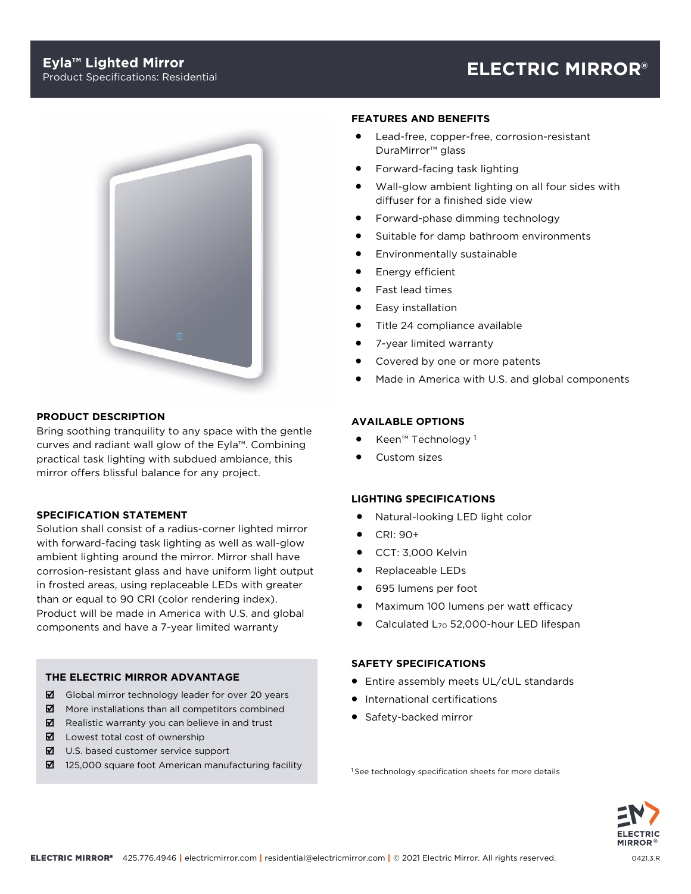# Eyla™ Lighted Mirror

Product Specifications: Residential

**ELECTRIC MIRROR®**

## PRODUCT DESCRIPTION

Bring soothing tranquility to any space with the gentle curves and radiant wall glow of the Eyla™. Combining practical task lighting with subdued ambiance, this mirror offers blissful balance for any project.

## SPECIFICATION STATEMENT

Solution shall consist of a radius-corner lighted mirror with forward-facing task lighting as well as wall-glow ambient lighting around the mirror. Mirror shall have corrosion-resistant glass and have uniform light output in frosted areas, using replaceable LEDs with greater than or equal to 90 CRI (color rendering index). Product will be made in America with U.S. and global components and have a 7-year limited warranty

## THE ELECTRIC MIRROR ADVANTAGE

- ☑ Global mirror technology leader for over 20 years
- ☑ More installations than all competitors combined
- ☑ Realistic warranty you can believe in and trust
- ☑ Lowest total cost of ownership
- ☑ U.S. based customer service support
- ☑ 125,000 square foot American manufacturing facility

## FEATURES AND BENEFITS

- Lead-free, copper-free, corrosion-resistant DuraMirror™ glass
- Forward-facing task lighting
- Wall-glow ambient lighting on all four sides with diffuser for a finished side view
- Forward-phase dimming technology
- Suitable for damp bathroom environments
- Environmentally sustainable
- Energy efficient
- Fast lead times
- Easy installation
- Title 24 compliance available
- 7-year limited warranty
- Covered by one or more patents
- Made in America with U.S. and global components

## AVAILABLE OPTIONS

- Keen™ Technology [1]
- Custom sizes

## LIGHTING SPECIFICATIONS

- Natural-looking LED light color
- CRI: 90+
- CCT: 3,000 Kelvin
- Replaceable LEDs
- 695 lumens per foot
- Maximum 100 lumens per watt efficacy
- Calculated $L_{70}$ 52,000-hour LED lifespan

## SAFETY SPECIFICATIONS

- Entire assembly meets UL/cUL standards
- International certifications
- Safety-backed mirror

[1] See technology specification sheets for more details

ELECTRIC MIRROR® 425.776.4946 | electricmirror.com | residential@electricmirror.com | © 2021 Electric Mirror. All rights reserved.

0421.3.R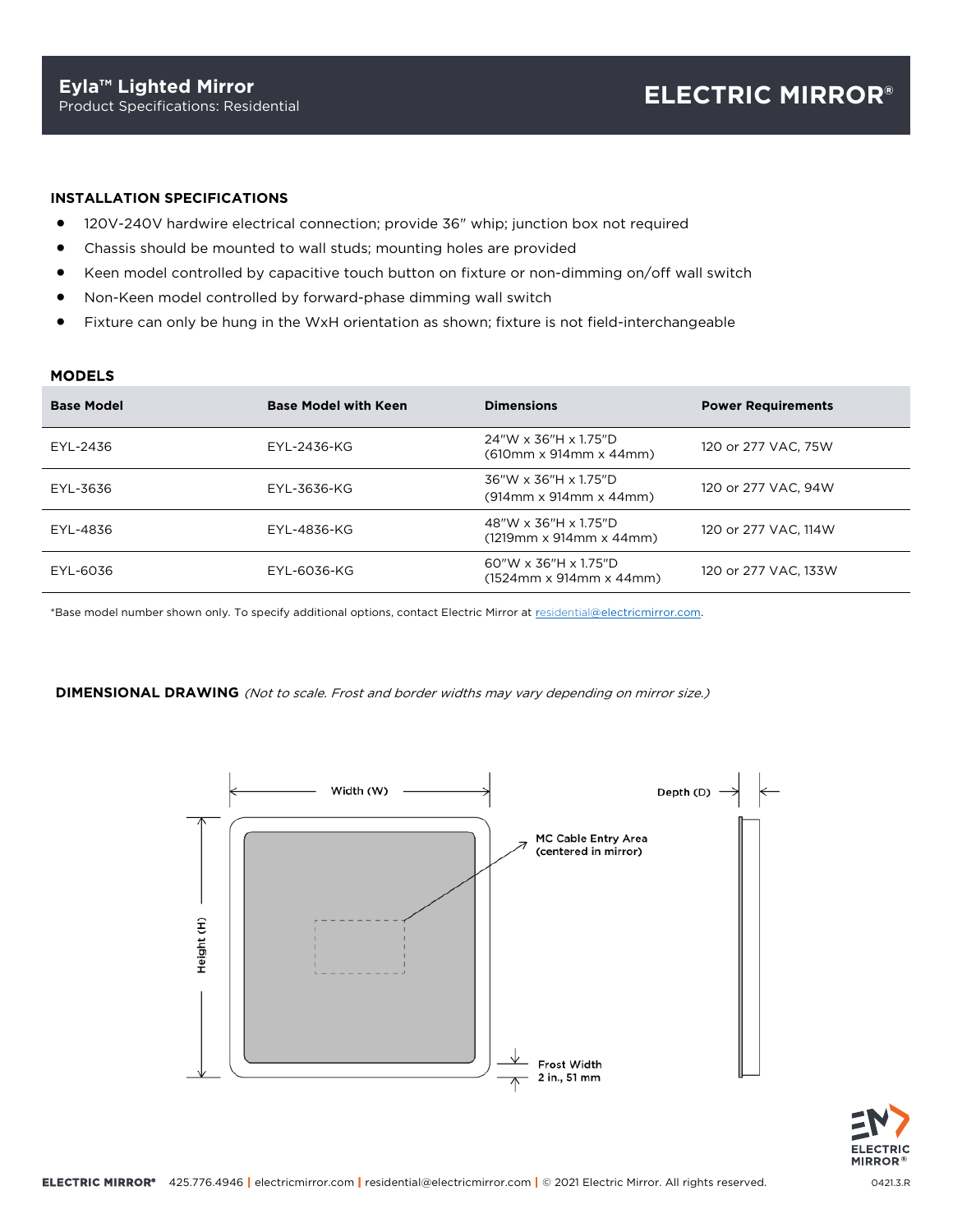## INSTALLATION SPECIFICATIONS

- 120V-240V hardwire electrical connection; provide 36″ whip; junction box not required
- Chassis should be mounted to wall studs; mounting holes are provided
- Keen model controlled by capacitive touch button on fixture or non-dimming on/off wall switch
- Non-Keen model controlled by forward-phase dimming wall switch
- Fixture can only be hung in the WxH orientation as shown; fixture is not field-interchangeable

## MODELS

| Base Model | Base Model with Keen | Dimensions | Power Requirements |
|---|---|---|---|
| EYL-2436 | EYL-2436-KG | 24″W x 36″H x 1.75″D (610mm x 914mm x 44mm) | 120 or 277 VAC, 75W |
| EYL-3636 | EYL-3636-KG | 36″W x 36″H x 1.75″D (914mm x 914mm x 44mm) | 120 or 277 VAC, 94W |
| EYL-4836 | EYL-4836-KG | 48″W x 36″H x 1.75″D (1219mm x 914mm x 44mm) | 120 or 277 VAC, 114W |
| EYL-6036 | EYL-6036-KG | 60″W x 36″H x 1.75″D (1524mm x 914mm x 44mm) | 120 or 277 VAC, 133W |

*Base model number shown only. To specify additional options, contact Electric Mirror at residential@electricmirror.com.

## DIMENSIONAL DRAWING *(Not to scale. Frost and border widths may vary depending on mirror size.)*

Width (W)

Height (H)

Depth (D)

MC Cable Entry Area (centered in mirror)

Frost Width 2 in., 51 mm